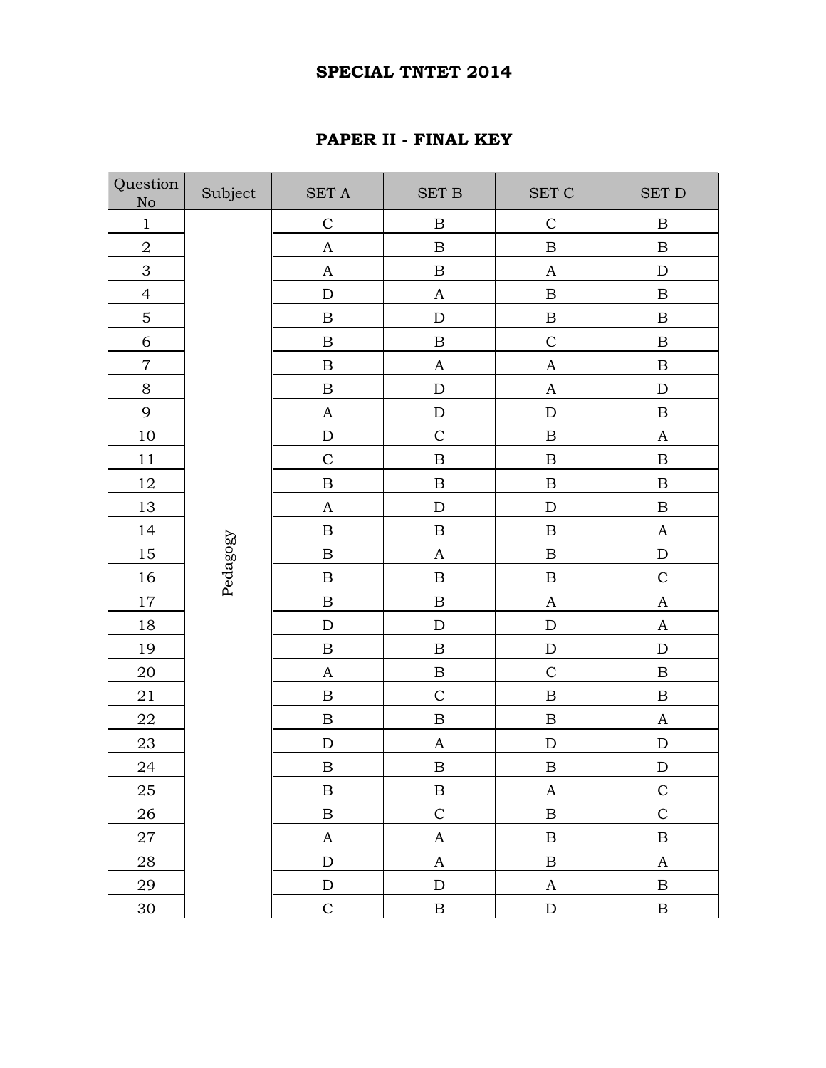# SPECIAL TNTET 2014

## PAPER II - FINAL KEY

| Question No | Subject | SET A | SET B | SET C | SET D |
|---|---|---|---|---|---|
| 1 | Pedagogy | C | B | C | B |
| 2 | | A | B | B | B |
| 3 | | A | B | A | D |
| 4 | | D | A | B | B |
| 5 | | B | D | B | B |
| 6 | | B | B | C | B |
| 7 | | B | A | A | B |
| 8 | | B | D | A | D |
| 9 | | A | D | D | B |
| 10 | | D | C | B | A |
| 11 | | C | B | B | B |
| 12 | | B | B | B | B |
| 13 | | A | D | D | B |
| 14 | | B | B | B | A |
| 15 | | B | A | B | D |
| 16 | | B | B | B | C |
| 17 | | B | B | A | A |
| 18 | | D | D | D | A |
| 19 | | B | B | D | D |
| 20 | | A | B | C | B |
| 21 | | B | C | B | B |
| 22 | | B | B | B | A |
| 23 | | D | A | D | D |
| 24 | | B | B | B | D |
| 25 | | B | B | A | C |
| 26 | | B | C | B | C |
| 27 | | A | A | B | B |
| 28 | | D | A | B | A |
| 29 | | D | D | A | B |
| 30 | | C | B | D | B |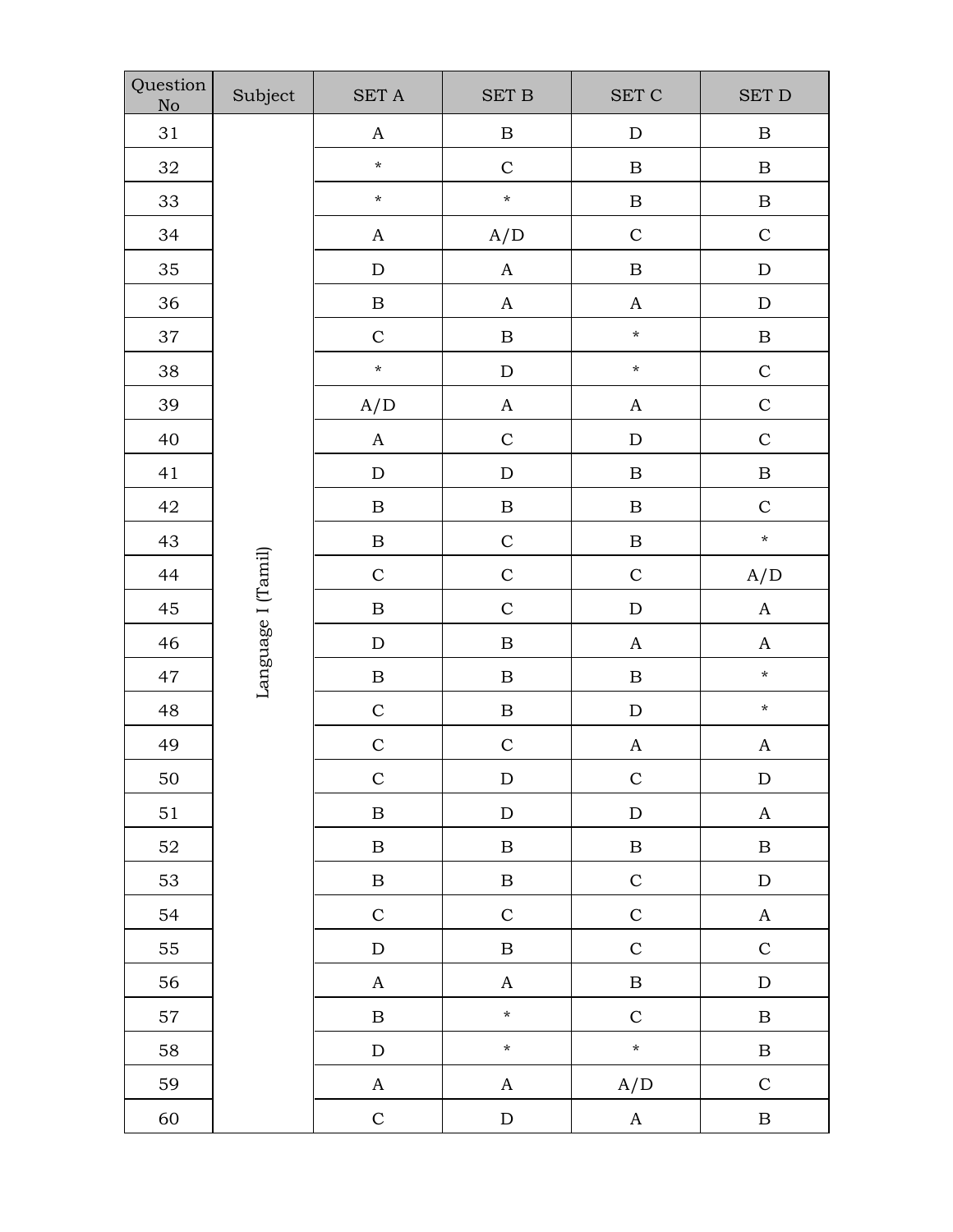| Question No | Subject | SET A | SET B | SET C | SET D |
|---|---|---|---|---|---|
| 31 | Language I (Tamil) | A | B | D | B |
| 32 | | * | C | B | B |
| 33 | | * | * | B | B |
| 34 | | A | A/D | C | C |
| 35 | | D | A | B | D |
| 36 | | B | A | A | D |
| 37 | | C | B | * | B |
| 38 | | * | D | * | C |
| 39 | | A/D | A | A | C |
| 40 | | A | C | D | C |
| 41 | | D | D | B | B |
| 42 | | B | B | B | C |
| 43 | | B | C | B | * |
| 44 | | C | C | C | A/D |
| 45 | | B | C | D | A |
| 46 | | D | B | A | A |
| 47 | | B | B | B | * |
| 48 | | C | B | D | * |
| 49 | | C | C | A | A |
| 50 | | C | D | C | D |
| 51 | | B | D | D | A |
| 52 | | B | B | B | B |
| 53 | | B | B | C | D |
| 54 | | C | C | C | A |
| 55 | | D | B | C | C |
| 56 | | A | A | B | D |
| 57 | | B | * | C | B |
| 58 | | D | * | * | B |
| 59 | | A | A | A/D | C |
| 60 | | C | D | A | B |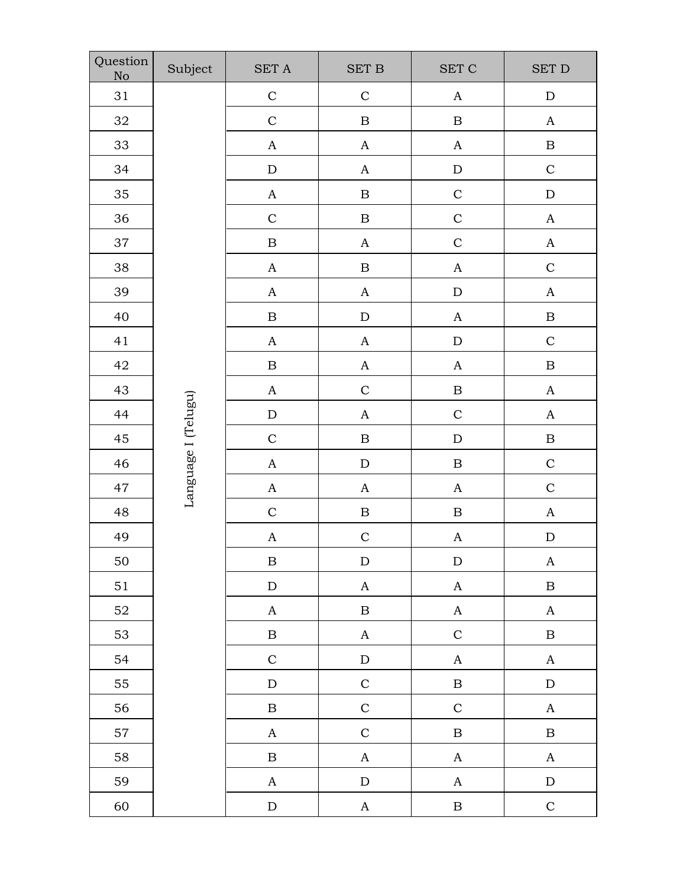| Question No | Subject | SET A | SET B | SET C | SET D |
|---|---|---|---|---|---|
| 31 | Language I (Telugu) | C | C | A | D |
| 32 | | C | B | B | A |
| 33 | | A | A | A | B |
| 34 | | D | A | D | C |
| 35 | | A | B | C | D |
| 36 | | C | B | C | A |
| 37 | | B | A | C | A |
| 38 | | A | B | A | C |
| 39 | | A | A | D | A |
| 40 | | B | D | A | B |
| 41 | | A | A | D | C |
| 42 | | B | A | A | B |
| 43 | | A | C | B | A |
| 44 | | D | A | C | A |
| 45 | | C | B | D | B |
| 46 | | A | D | B | C |
| 47 | | A | A | A | C |
| 48 | | C | B | B | A |
| 49 | | A | C | A | D |
| 50 | | B | D | D | A |
| 51 | | D | A | A | B |
| 52 | | A | B | A | A |
| 53 | | B | A | C | B |
| 54 | | C | D | A | A |
| 55 | | D | C | B | D |
| 56 | | B | C | C | A |
| 57 | | A | C | B | B |
| 58 | | B | A | A | A |
| 59 | | A | D | A | D |
| 60 | | D | A | B | C |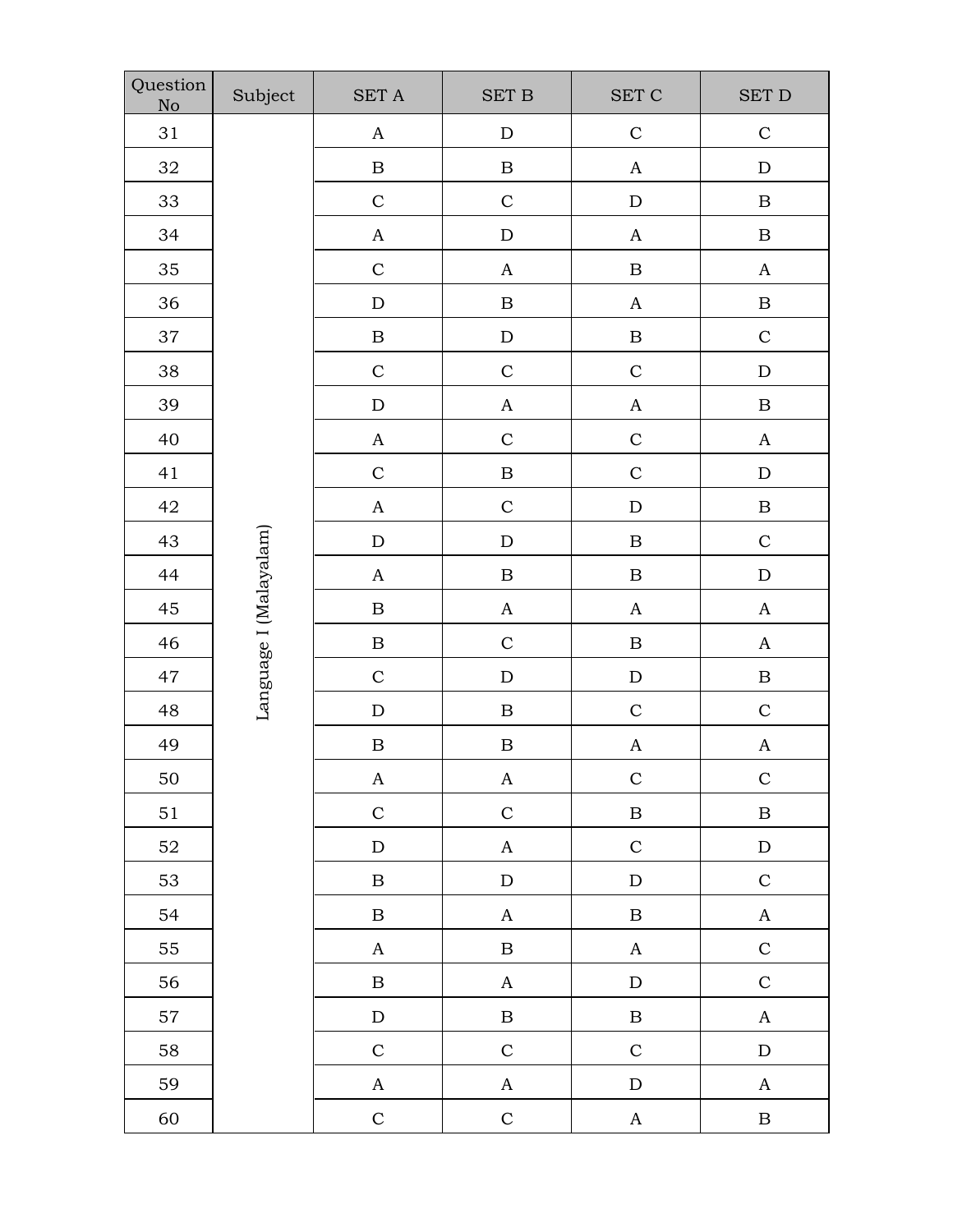| Question No | Subject | SET A | SET B | SET C | SET D |
|---|---|---|---|---|---|
| 31 | Language I (Malayalam) | A | D | C | C |
| 32 | | B | B | A | D |
| 33 | | C | C | D | B |
| 34 | | A | D | A | B |
| 35 | | C | A | B | A |
| 36 | | D | B | A | B |
| 37 | | B | D | B | C |
| 38 | | C | C | C | D |
| 39 | | D | A | A | B |
| 40 | | A | C | C | A |
| 41 | | C | B | C | D |
| 42 | | A | C | D | B |
| 43 | | D | D | B | C |
| 44 | | A | B | B | D |
| 45 | | B | A | A | A |
| 46 | | B | C | B | A |
| 47 | | C | D | D | B |
| 48 | | D | B | C | C |
| 49 | | B | B | A | A |
| 50 | | A | A | C | C |
| 51 | | C | C | B | B |
| 52 | | D | A | C | D |
| 53 | | B | D | D | C |
| 54 | | B | A | B | A |
| 55 | | A | B | A | C |
| 56 | | B | A | D | C |
| 57 | | D | B | B | A |
| 58 | | C | C | C | D |
| 59 | | A | A | D | A |
| 60 | | C | C | A | B |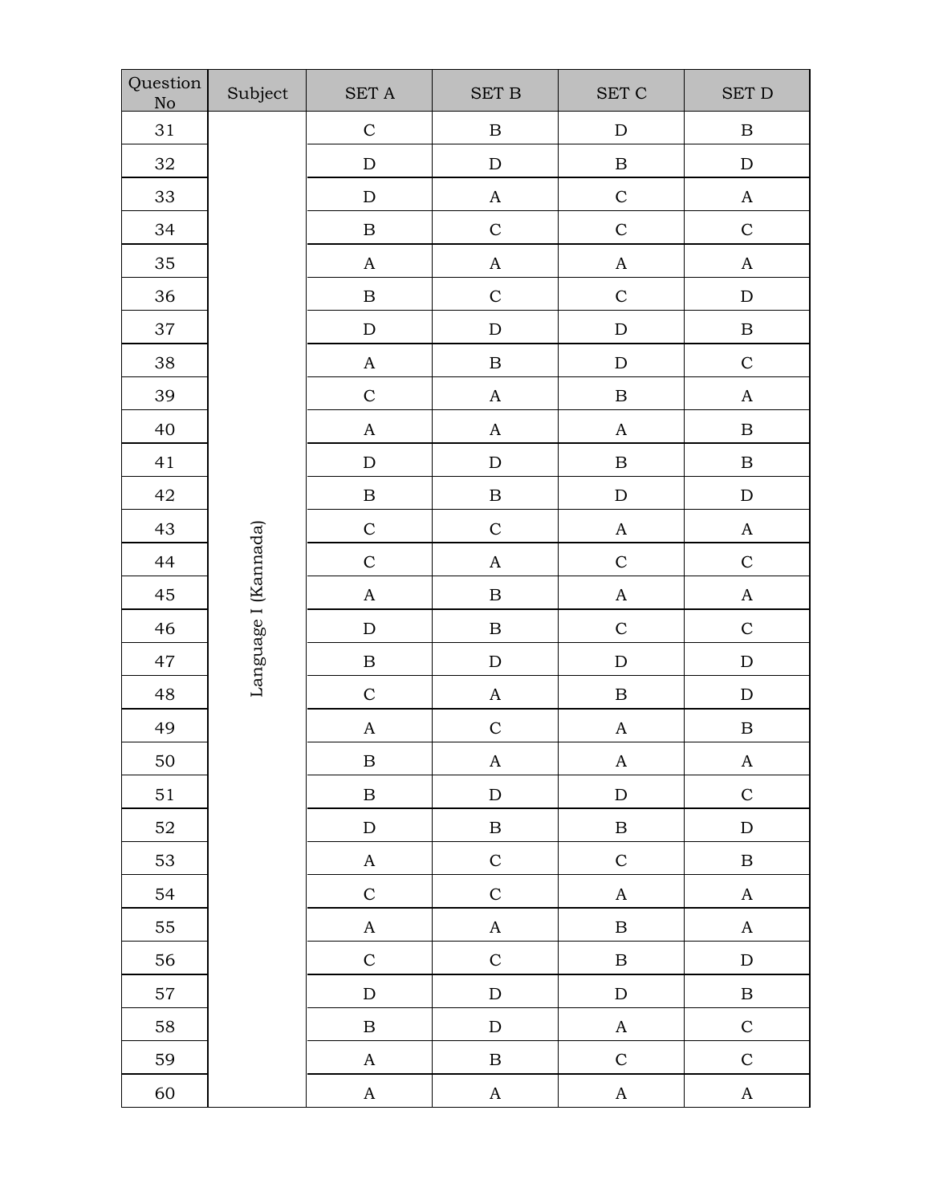| Question No | Subject | SET A | SET B | SET C | SET D |
|---|---|---|---|---|---|
| 31 | Language I (Kannada) | C | B | D | B |
| 32 | | D | D | B | D |
| 33 | | D | A | C | A |
| 34 | | B | C | C | C |
| 35 | | A | A | A | A |
| 36 | | B | C | C | D |
| 37 | | D | D | D | B |
| 38 | | A | B | D | C |
| 39 | | C | A | B | A |
| 40 | | A | A | A | B |
| 41 | | D | D | B | B |
| 42 | | B | B | D | D |
| 43 | | C | C | A | A |
| 44 | | C | A | C | C |
| 45 | | A | B | A | A |
| 46 | | D | B | C | C |
| 47 | | B | D | D | D |
| 48 | | C | A | B | D |
| 49 | | A | C | A | B |
| 50 | | B | A | A | A |
| 51 | | B | D | D | C |
| 52 | | D | B | B | D |
| 53 | | A | C | C | B |
| 54 | | C | C | A | A |
| 55 | | A | A | B | A |
| 56 | | C | C | B | D |
| 57 | | D | D | D | B |
| 58 | | B | D | A | C |
| 59 | | A | B | C | C |
| 60 | | A | A | A | A |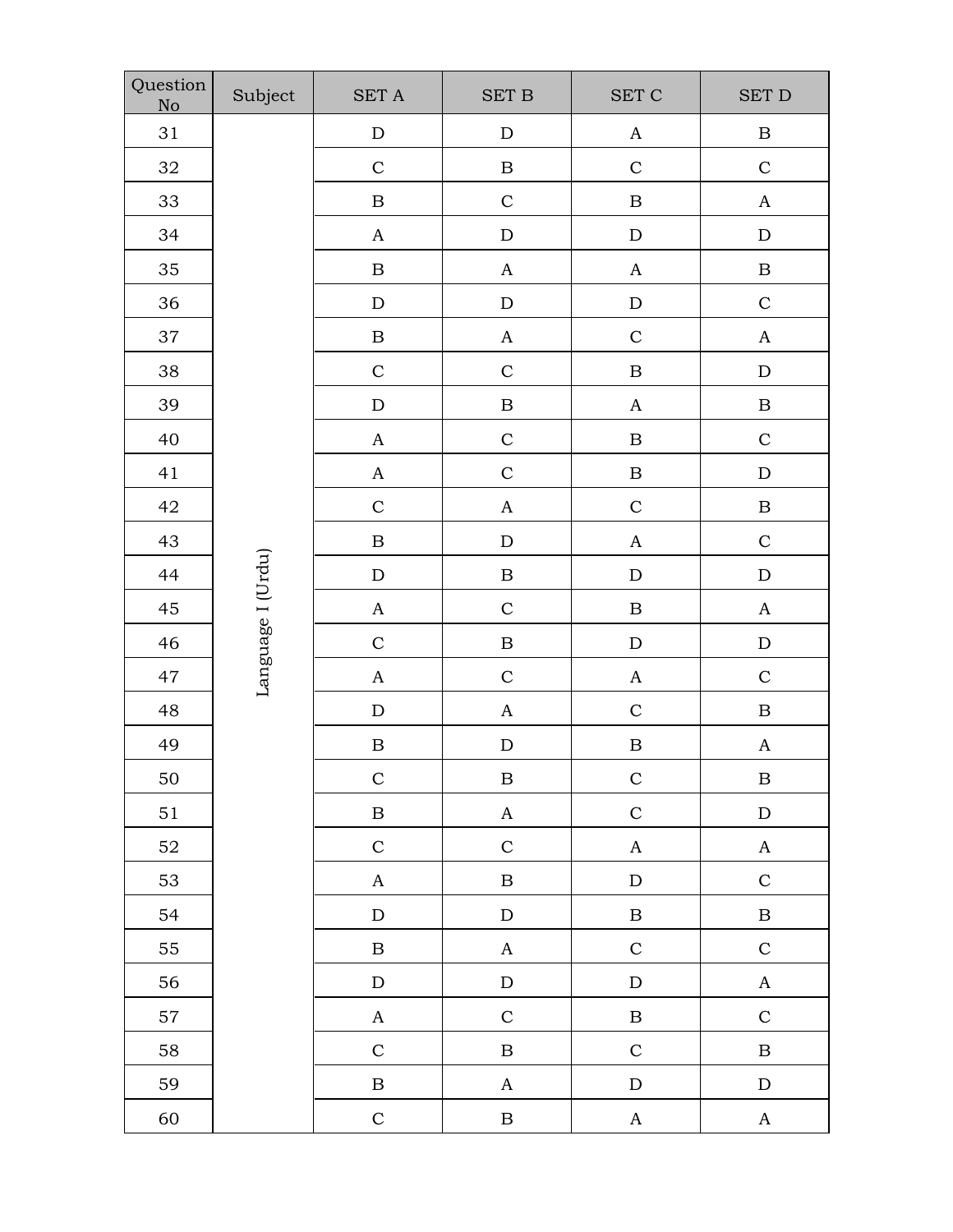| Question No | Subject | SET A | SET B | SET C | SET D |
|---|---|---|---|---|---|
| 31 | Language I (Urdu) | D | D | A | B |
| 32 | | C | B | C | C |
| 33 | | B | C | B | A |
| 34 | | A | D | D | D |
| 35 | | B | A | A | B |
| 36 | | D | D | D | C |
| 37 | | B | A | C | A |
| 38 | | C | C | B | D |
| 39 | | D | B | A | B |
| 40 | | A | C | B | C |
| 41 | | A | C | B | D |
| 42 | | C | A | C | B |
| 43 | | B | D | A | C |
| 44 | | D | B | D | D |
| 45 | | A | C | B | A |
| 46 | | C | B | D | D |
| 47 | | A | C | A | C |
| 48 | | D | A | C | B |
| 49 | | B | D | B | A |
| 50 | | C | B | C | B |
| 51 | | B | A | C | D |
| 52 | | C | C | A | A |
| 53 | | A | B | D | C |
| 54 | | D | D | B | B |
| 55 | | B | A | C | C |
| 56 | | D | D | D | A |
| 57 | | A | C | B | C |
| 58 | | C | B | C | B |
| 59 | | B | A | D | D |
| 60 | | C | B | A | A |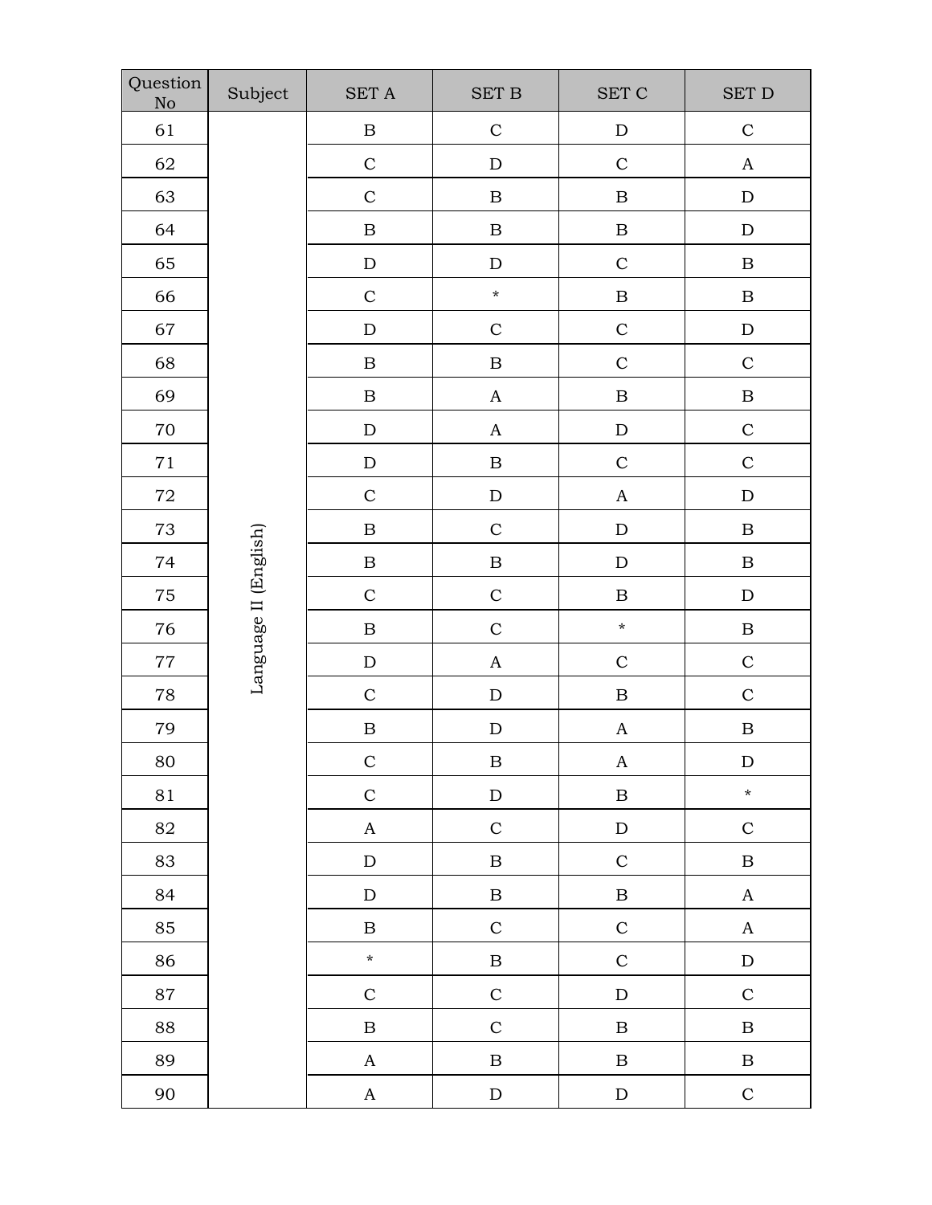| Question No | Subject | SET A | SET B | SET C | SET D |
|---|---|---|---|---|---|
| 61 | Language II (English) | B | C | D | C |
| 62 | | C | D | C | A |
| 63 | | C | B | B | D |
| 64 | | B | B | B | D |
| 65 | | D | D | C | B |
| 66 | | C | * | B | B |
| 67 | | D | C | C | D |
| 68 | | B | B | C | C |
| 69 | | B | A | B | B |
| 70 | | D | A | D | C |
| 71 | | D | B | C | C |
| 72 | | C | D | A | D |
| 73 | | B | C | D | B |
| 74 | | B | B | D | B |
| 75 | | C | C | B | D |
| 76 | | B | C | * | B |
| 77 | | D | A | C | C |
| 78 | | C | D | B | C |
| 79 | | B | D | A | B |
| 80 | | C | B | A | D |
| 81 | | C | D | B | * |
| 82 | | A | C | D | C |
| 83 | | D | B | C | B |
| 84 | | D | B | B | A |
| 85 | | B | C | C | A |
| 86 | | * | B | C | D |
| 87 | | C | C | D | C |
| 88 | | B | C | B | B |
| 89 | | A | B | B | B |
| 90 | | A | D | D | C |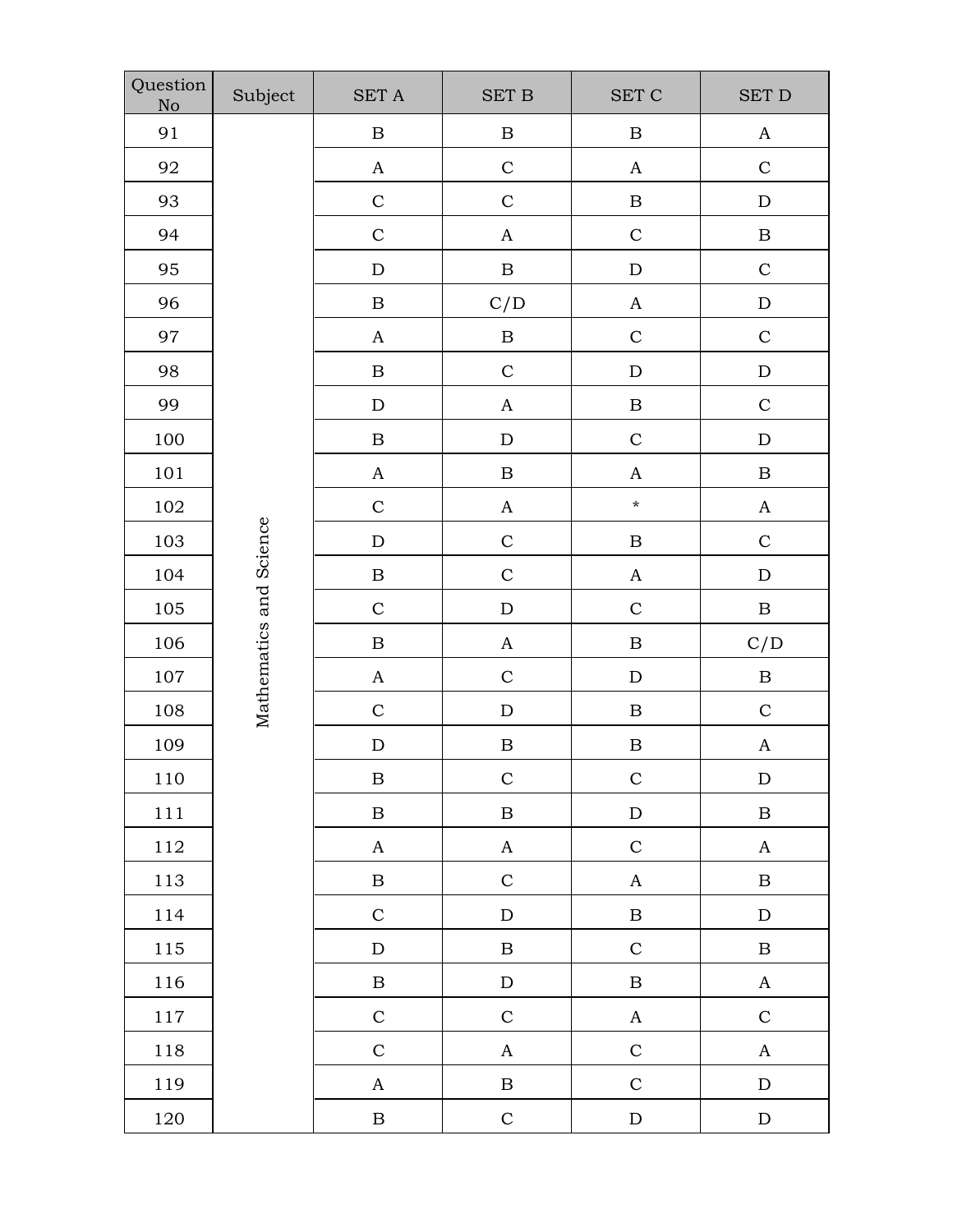| Question No | Subject | SET A | SET B | SET C | SET D |
|---|---|---|---|---|---|
| 91 | Mathematics and Science | B | B | B | A |
| 92 | | A | C | A | C |
| 93 | | C | C | B | D |
| 94 | | C | A | C | B |
| 95 | | D | B | D | C |
| 96 | | B | C/D | A | D |
| 97 | | A | B | C | C |
| 98 | | B | C | D | D |
| 99 | | D | A | B | C |
| 100 | | B | D | C | D |
| 101 | | A | B | A | B |
| 102 | | C | A | * | A |
| 103 | | D | C | B | C |
| 104 | | B | C | A | D |
| 105 | | C | D | C | B |
| 106 | | B | A | B | C/D |
| 107 | | A | C | D | B |
| 108 | | C | D | B | C |
| 109 | | D | B | B | A |
| 110 | | B | C | C | D |
| 111 | | B | B | D | B |
| 112 | | A | A | C | A |
| 113 | | B | C | A | B |
| 114 | | C | D | B | D |
| 115 | | D | B | C | B |
| 116 | | B | D | B | A |
| 117 | | C | C | A | C |
| 118 | | C | A | C | A |
| 119 | | A | B | C | D |
| 120 | | B | C | D | D |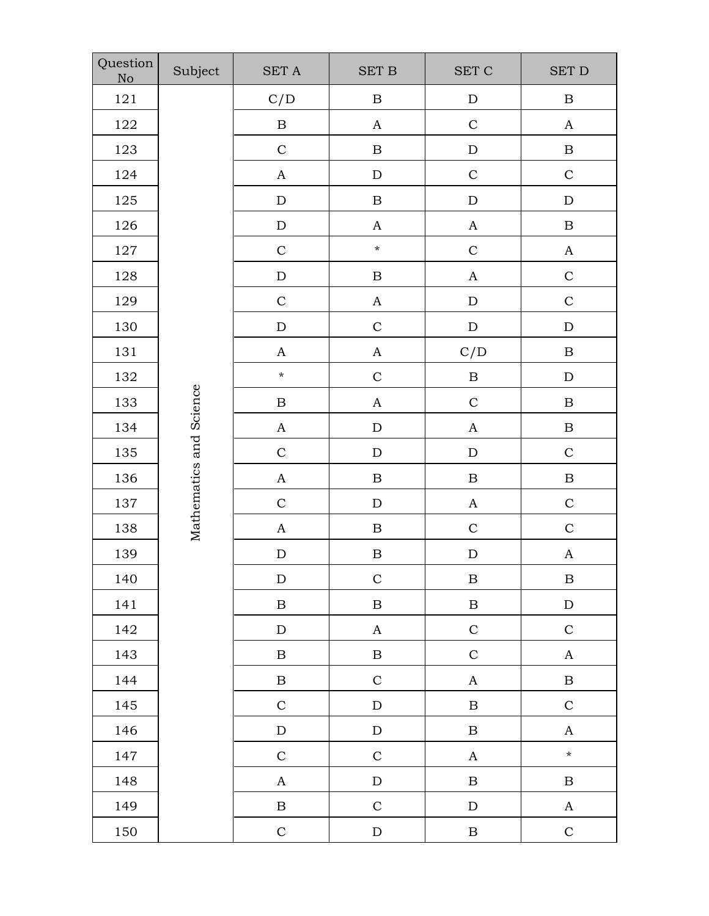| Question No | Subject | SET A | SET B | SET C | SET D |
|---|---|---|---|---|---|
| 121 | Mathematics and Science | C/D | B | D | B |
| 122 | | B | A | C | A |
| 123 | | C | B | D | B |
| 124 | | A | D | C | C |
| 125 | | D | B | D | D |
| 126 | | D | A | A | B |
| 127 | | C | * | C | A |
| 128 | | D | B | A | C |
| 129 | | C | A | D | C |
| 130 | | D | C | D | D |
| 131 | | A | A | C/D | B |
| 132 | | * | C | B | D |
| 133 | | B | A | C | B |
| 134 | | A | D | A | B |
| 135 | | C | D | D | C |
| 136 | | A | B | B | B |
| 137 | | C | D | A | C |
| 138 | | A | B | C | C |
| 139 | | D | B | D | A |
| 140 | | D | C | B | B |
| 141 | | B | B | B | D |
| 142 | | D | A | C | C |
| 143 | | B | B | C | A |
| 144 | | B | C | A | B |
| 145 | | C | D | B | C |
| 146 | | D | D | B | A |
| 147 | | C | C | A | * |
| 148 | | A | D | B | B |
| 149 | | B | C | D | A |
| 150 | | C | D | B | C |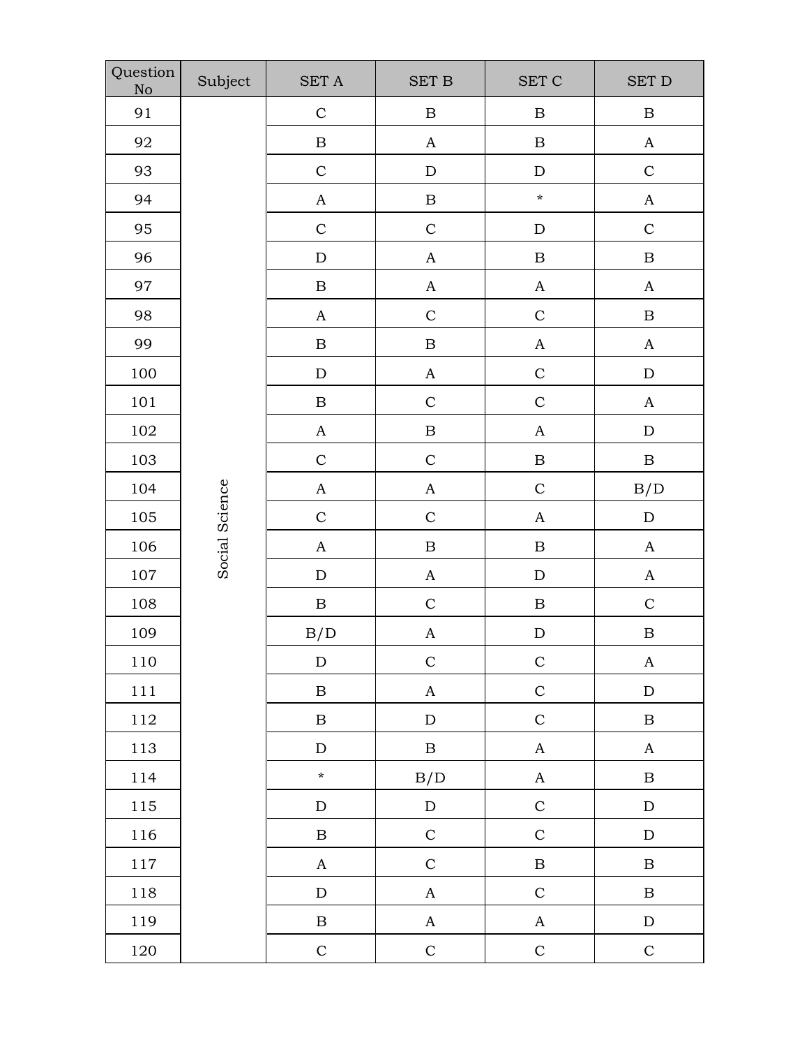| Question No | Subject | SET A | SET B | SET C | SET D |
| --- | --- | --- | --- | --- | --- |
| 91 | Social Science | C | B | B | B |
| 92 | | B | A | B | A |
| 93 | | C | D | D | C |
| 94 | | A | B | * | A |
| 95 | | C | C | D | C |
| 96 | | D | A | B | B |
| 97 | | B | A | A | A |
| 98 | | A | C | C | B |
| 99 | | B | B | A | A |
| 100 | | D | A | C | D |
| 101 | | B | C | C | A |
| 102 | | A | B | A | D |
| 103 | | C | C | B | B |
| 104 | | A | A | C | B/D |
| 105 | | C | C | A | D |
| 106 | | A | B | B | A |
| 107 | | D | A | D | A |
| 108 | | B | C | B | C |
| 109 | | B/D | A | D | B |
| 110 | | D | C | C | A |
| 111 | | B | A | C | D |
| 112 | | B | D | C | B |
| 113 | | D | B | A | A |
| 114 | | * | B/D | A | B |
| 115 | | D | D | C | D |
| 116 | | B | C | C | D |
| 117 | | A | C | B | B |
| 118 | | D | A | C | B |
| 119 | | B | A | A | D |
| 120 | | C | C | C | C |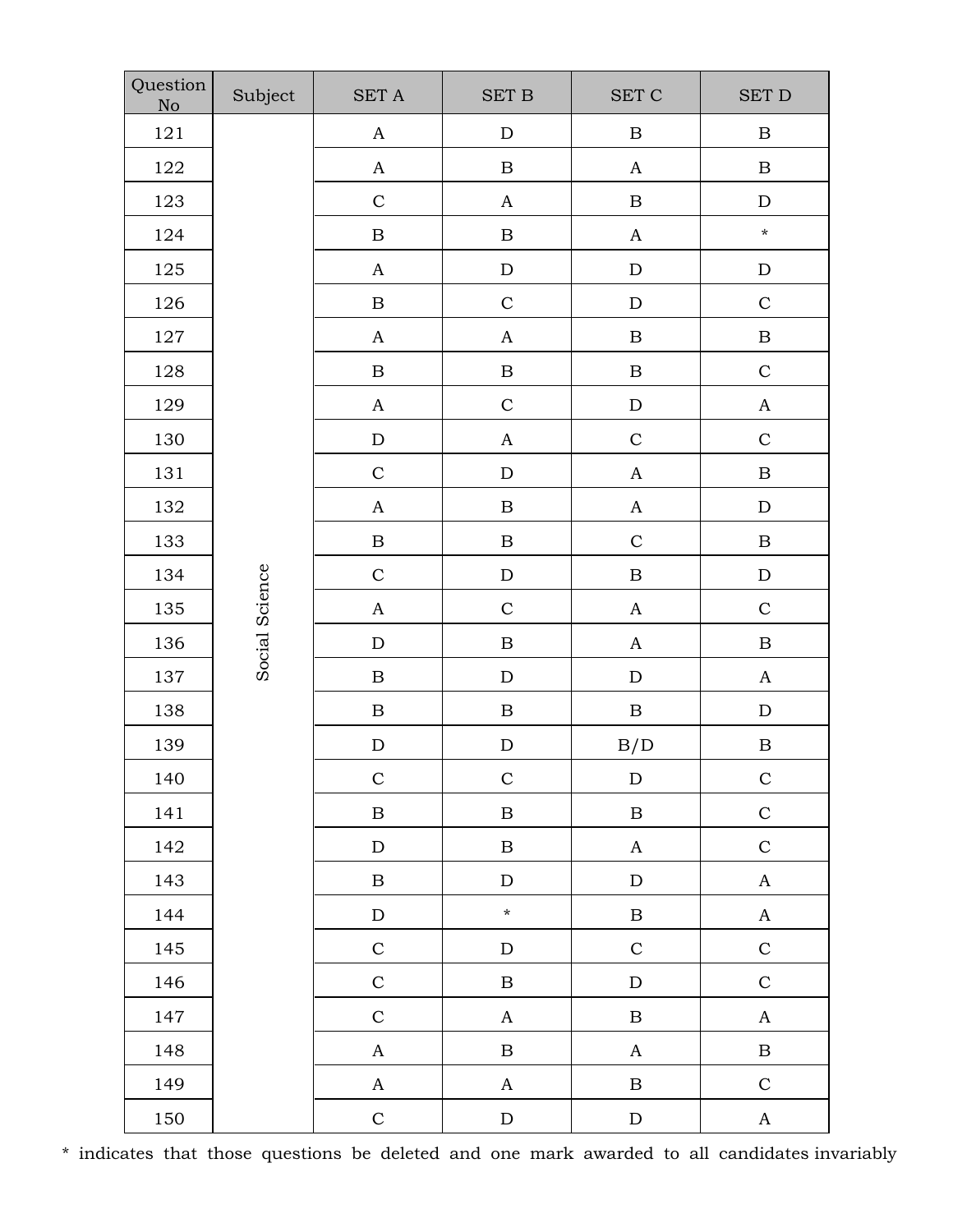| Question No | Subject | SET A | SET B | SET C | SET D |
|---|---|---|---|---|---|
| 121 | Social Science | A | D | B | B |
| 122 | | A | B | A | B |
| 123 | | C | A | B | D |
| 124 | | B | B | A | * |
| 125 | | A | D | D | D |
| 126 | | B | C | D | C |
| 127 | | A | A | B | B |
| 128 | | B | B | B | C |
| 129 | | A | C | D | A |
| 130 | | D | A | C | C |
| 131 | | C | D | A | B |
| 132 | | A | B | A | D |
| 133 | | B | B | C | B |
| 134 | | C | D | B | D |
| 135 | | A | C | A | C |
| 136 | | D | B | A | B |
| 137 | | B | D | D | A |
| 138 | | B | B | B | D |
| 139 | | D | D | B/D | B |
| 140 | | C | C | D | C |
| 141 | | B | B | B | C |
| 142 | | D | B | A | C |
| 143 | | B | D | D | A |
| 144 | | D | * | B | A |
| 145 | | C | D | C | C |
| 146 | | C | B | D | C |
| 147 | | C | A | B | A |
| 148 | | A | B | A | B |
| 149 | | A | A | B | C |
| 150 | | C | D | D | A |

* indicates that those questions be deleted and one mark awarded to all candidates invariably